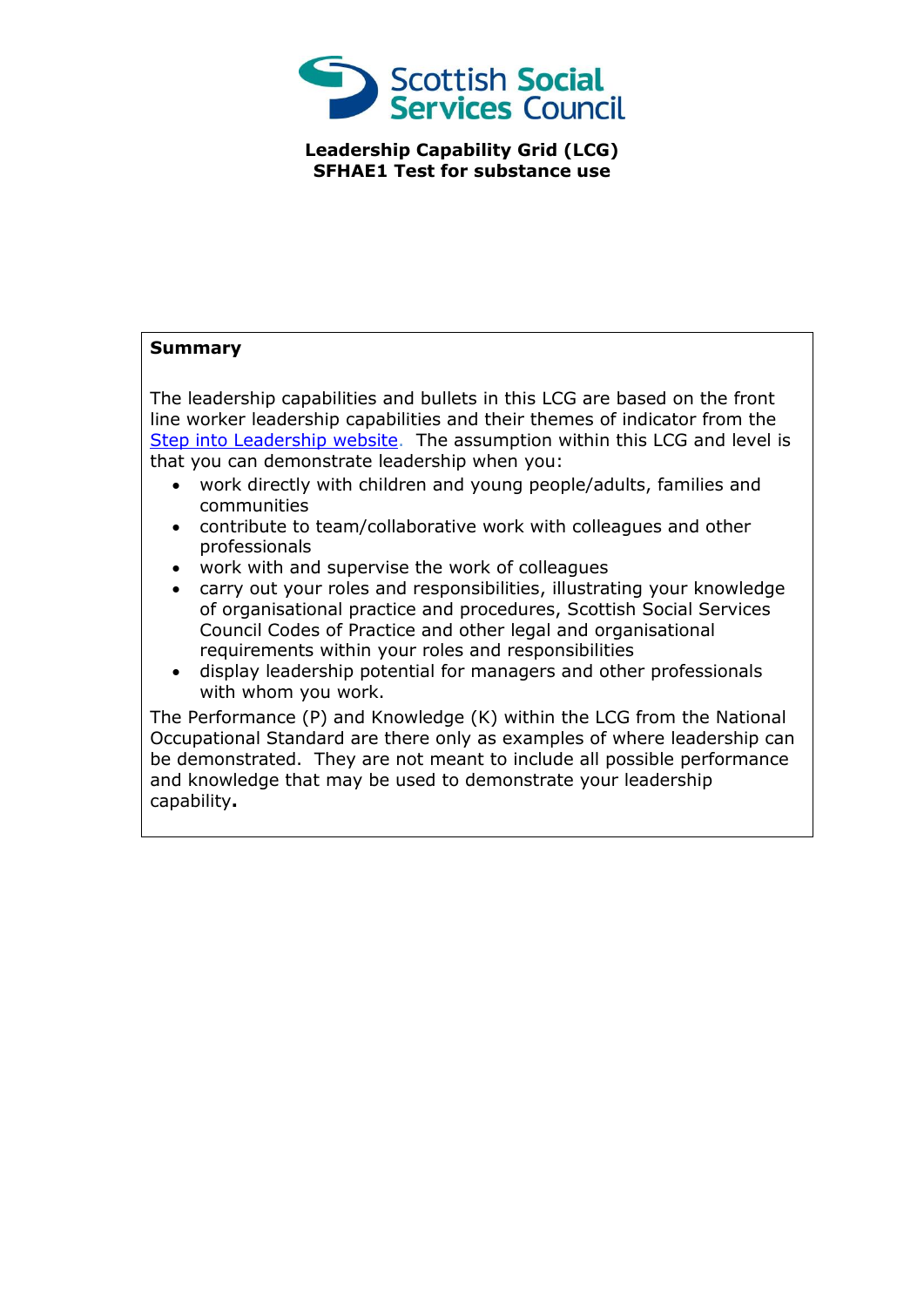Scottish Social Services Council

**Leadership Capability Grid (LCG)**
**SFHAE1 Test for substance use**

**Summary**

The leadership capabilities and bullets in this LCG are based on the front line worker leadership capabilities and their themes of indicator from the Step into Leadership website. The assumption within this LCG and level is that you can demonstrate leadership when you:

- work directly with children and young people/adults, families and communities
- contribute to team/collaborative work with colleagues and other professionals
- work with and supervise the work of colleagues
- carry out your roles and responsibilities, illustrating your knowledge of organisational practice and procedures, Scottish Social Services Council Codes of Practice and other legal and organisational requirements within your roles and responsibilities
- display leadership potential for managers and other professionals with whom you work.

The Performance (P) and Knowledge (K) within the LCG from the National Occupational Standard are there only as examples of where leadership can be demonstrated. They are not meant to include all possible performance and knowledge that may be used to demonstrate your leadership capability.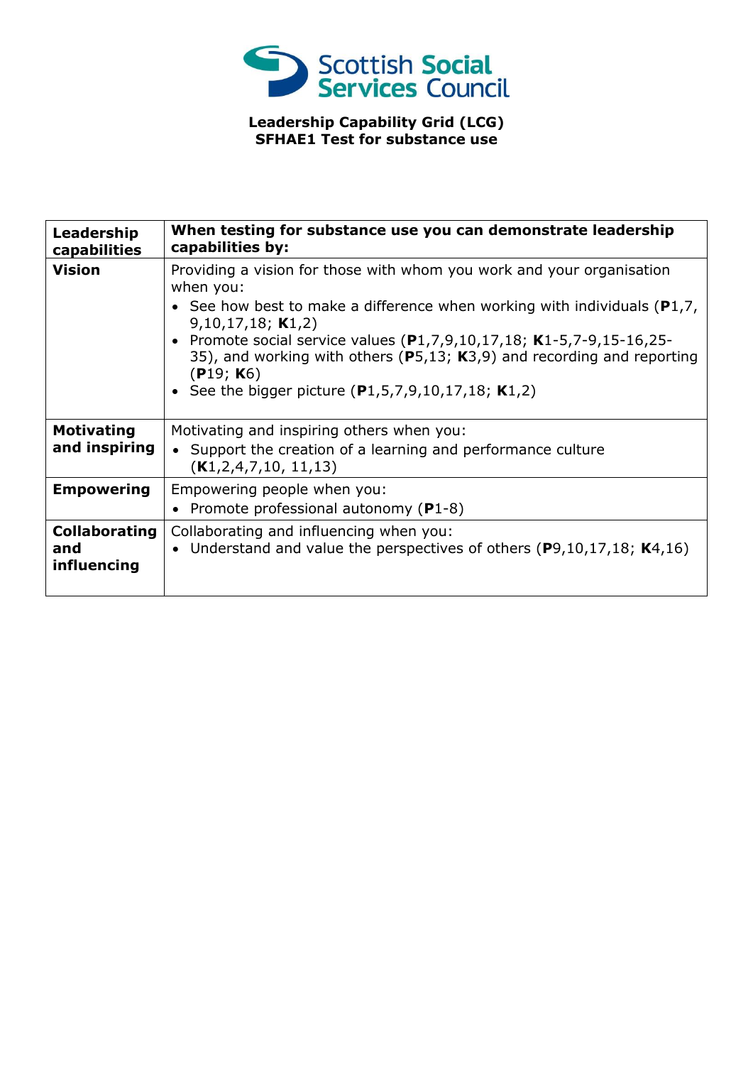**Leadership Capability Grid (LCG)**
**SFHAE1 Test for substance use**

| Leadership capabilities | When testing for substance use you can demonstrate leadership capabilities by: |
|---|---|
| **Vision** | Providing a vision for those with whom you work and your organisation when you:<br>• See how best to make a difference when working with individuals (**P**1,7, 9,10,17,18; **K**1,2)<br>• Promote social service values (**P**1,7,9,10,17,18; **K**1-5,7-9,15-16,25-35), and working with others (**P**5,13; **K**3,9) and recording and reporting (**P**19; **K**6)<br>• See the bigger picture (**P**1,5,7,9,10,17,18; **K**1,2) |
| **Motivating and inspiring** | Motivating and inspiring others when you:<br>• Support the creation of a learning and performance culture (**K**1,2,4,7,10, 11,13) |
| **Empowering** | Empowering people when you:<br>• Promote professional autonomy (**P**1-8) |
| **Collaborating and influencing** | Collaborating and influencing when you:<br>• Understand and value the perspectives of others (**P**9,10,17,18; **K**4,16) |